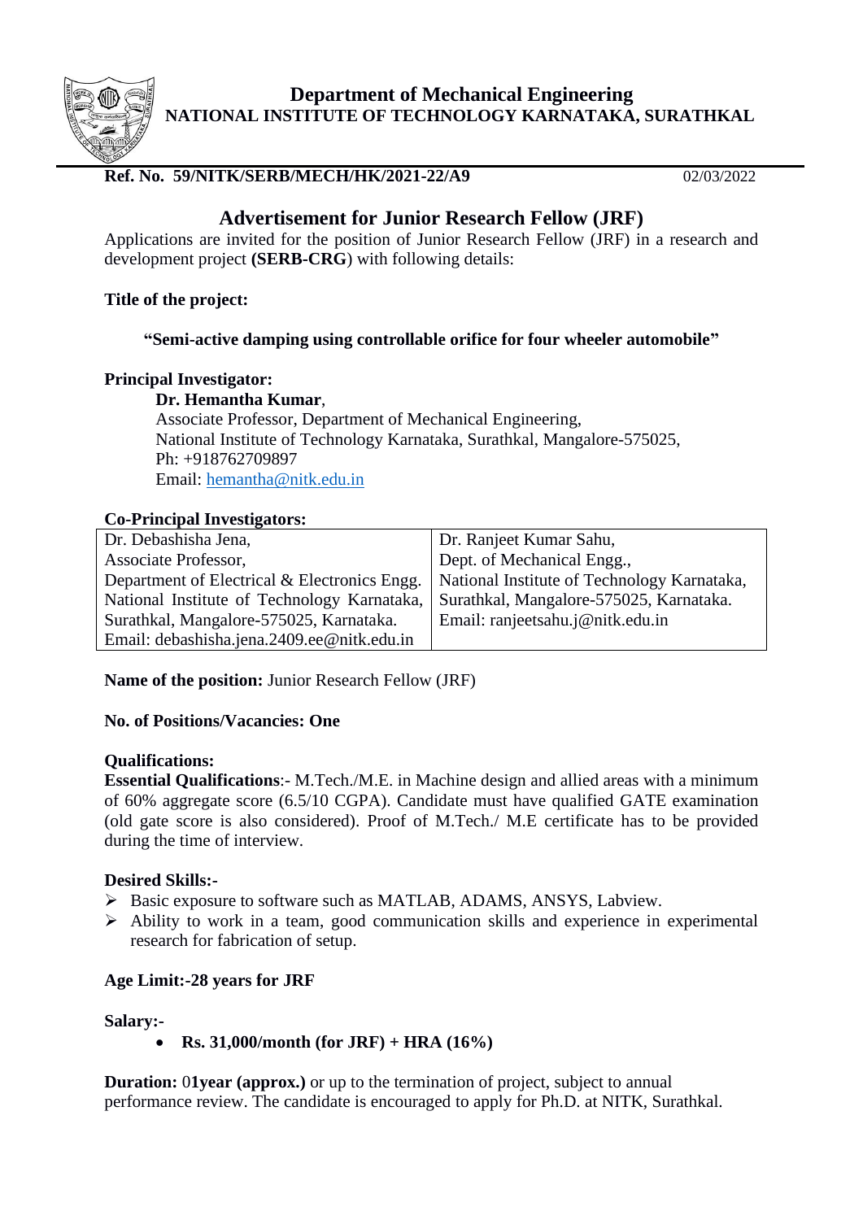# Department of Mechanical Engineering
## NATIONAL INSTITUTE OF TECHNOLOGY KARNATAKA, SURATHKAL

**Ref. No. 59/NITK/SERB/MECH/HK/2021-22/A9** 02/03/2022

## Advertisement for Junior Research Fellow (JRF)

Applications are invited for the position of Junior Research Fellow (JRF) in a research and development project **(SERB-CRG**) with following details:

**Title of the project:**

**"Semi-active damping using controllable orifice for four wheeler automobile"**

**Principal Investigator:**

**Dr. Hemantha Kumar**,
Associate Professor, Department of Mechanical Engineering,
National Institute of Technology Karnataka, Surathkal, Mangalore-575025,
Ph: +918762709897
Email: hemantha@nitk.edu.in

**Co-Principal Investigators:**

| | |
|---|---|
| Dr. Debashisha Jena,<br>Associate Professor,<br>Department of Electrical & Electronics Engg.<br>National Institute of Technology Karnataka,<br>Surathkal, Mangalore-575025, Karnataka.<br>Email: debashisha.jena.2409.ee@nitk.edu.in | Dr. Ranjeet Kumar Sahu,<br>Dept. of Mechanical Engg.,<br>National Institute of Technology Karnataka,<br>Surathkal, Mangalore-575025, Karnataka.<br>Email: ranjeetsahu.j@nitk.edu.in |

**Name of the position:** Junior Research Fellow (JRF)

**No. of Positions/Vacancies: One**

**Qualifications:**

**Essential Qualifications**:- M.Tech./M.E. in Machine design and allied areas with a minimum of 60% aggregate score (6.5/10 CGPA). Candidate must have qualified GATE examination (old gate score is also considered). Proof of M.Tech./ M.E certificate has to be provided during the time of interview.

**Desired Skills:-**

- Basic exposure to software such as MATLAB, ADAMS, ANSYS, Labview.
- Ability to work in a team, good communication skills and experience in experimental research for fabrication of setup.

**Age Limit:-28 years for JRF**

**Salary:-**

- **Rs. 31,000/month (for JRF) + HRA (16%)**

**Duration:** 0**1year (approx.)** or up to the termination of project, subject to annual performance review. The candidate is encouraged to apply for Ph.D. at NITK, Surathkal.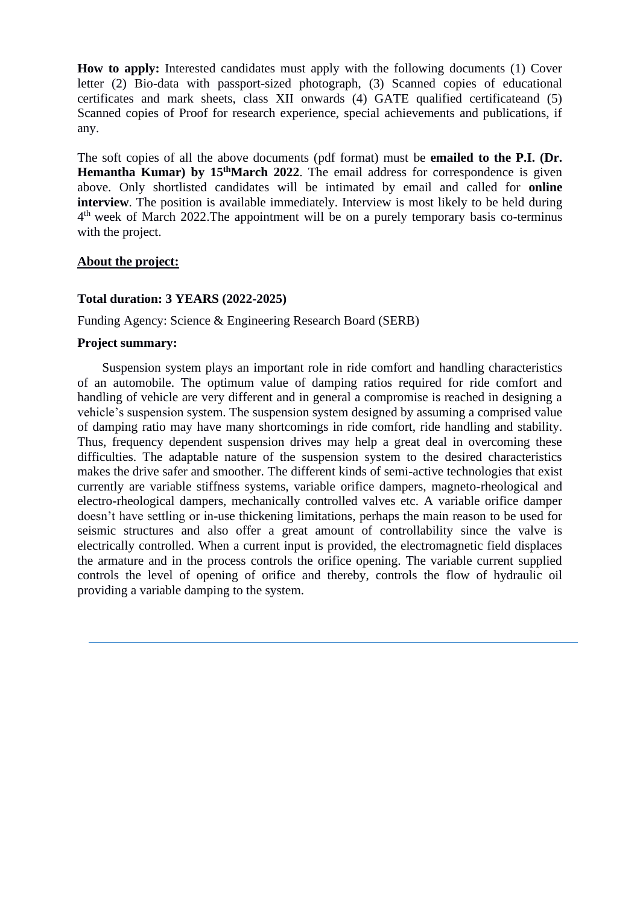**How to apply:** Interested candidates must apply with the following documents (1) Cover letter (2) Bio-data with passport-sized photograph, (3) Scanned copies of educational certificates and mark sheets, class XII onwards (4) GATE qualified certificateand (5) Scanned copies of Proof for research experience, special achievements and publications, if any.

The soft copies of all the above documents (pdf format) must be **emailed to the P.I. (Dr. Hemantha Kumar) by 15th March 2022**. The email address for correspondence is given above. Only shortlisted candidates will be intimated by email and called for **online interview**. The position is available immediately. Interview is most likely to be held during 4th week of March 2022.The appointment will be on a purely temporary basis co-terminus with the project.

**About the project:**

**Total duration: 3 YEARS (2022-2025)**

Funding Agency: Science & Engineering Research Board (SERB)

**Project summary:**

Suspension system plays an important role in ride comfort and handling characteristics of an automobile. The optimum value of damping ratios required for ride comfort and handling of vehicle are very different and in general a compromise is reached in designing a vehicle's suspension system. The suspension system designed by assuming a comprised value of damping ratio may have many shortcomings in ride comfort, ride handling and stability. Thus, frequency dependent suspension drives may help a great deal in overcoming these difficulties. The adaptable nature of the suspension system to the desired characteristics makes the drive safer and smoother. The different kinds of semi-active technologies that exist currently are variable stiffness systems, variable orifice dampers, magneto-rheological and electro-rheological dampers, mechanically controlled valves etc. A variable orifice damper doesn't have settling or in-use thickening limitations, perhaps the main reason to be used for seismic structures and also offer a great amount of controllability since the valve is electrically controlled. When a current input is provided, the electromagnetic field displaces the armature and in the process controls the orifice opening. The variable current supplied controls the level of opening of orifice and thereby, controls the flow of hydraulic oil providing a variable damping to the system.